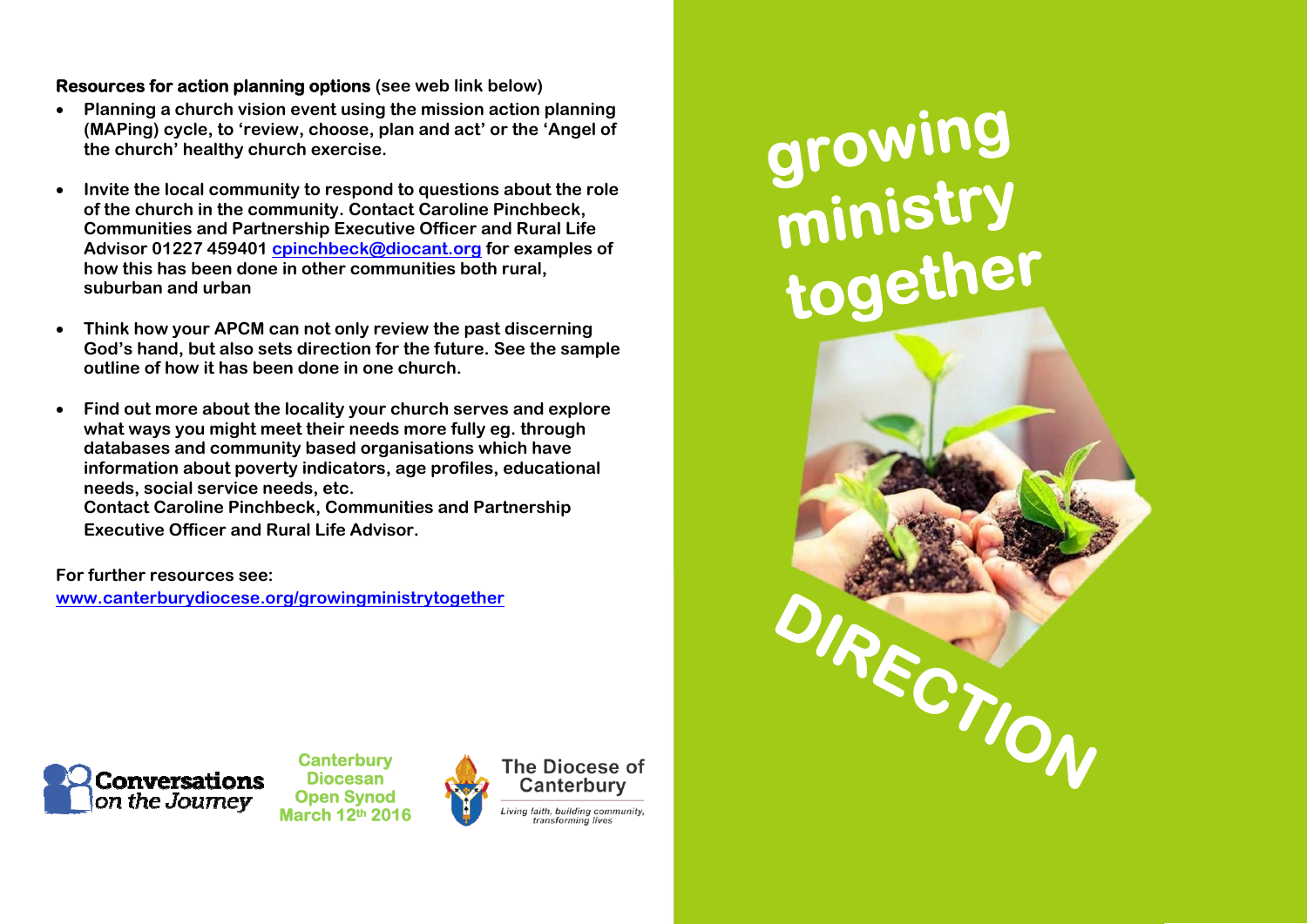**Resources for action planning options** (see web link below)

- Planning a church vision event using the mission action planning (MAPing) cycle, to 'review, choose, plan and act' or the 'Angel of the church' healthy church exercise.

- Invite the local community to respond to questions about the role of the church in the community. Contact Caroline Pinchbeck, Communities and Partnership Executive Officer and Rural Life Advisor 01227 459401 cpinchbeck@diocant.org for examples of how this has been done in other communities both rural, suburban and urban

- Think how your APCM can not only review the past discerning God's hand, but also sets direction for the future. See the sample outline of how it has been done in one church.

- Find out more about the locality your church serves and explore what ways you might meet their needs more fully eg. through databases and community based organisations which have information about poverty indicators, age profiles, educational needs, social service needs, etc.
  Contact Caroline Pinchbeck, Communities and Partnership Executive Officer and Rural Life Advisor.

For further resources see:
www.canterburydiocese.org/growingministrytogether

Conversations on the Journey

Canterbury Diocesan Open Synod March 12th 2016

The Diocese of Canterbury

*Living faith, building community, transforming lives*

# growing ministry together

# DIRECTION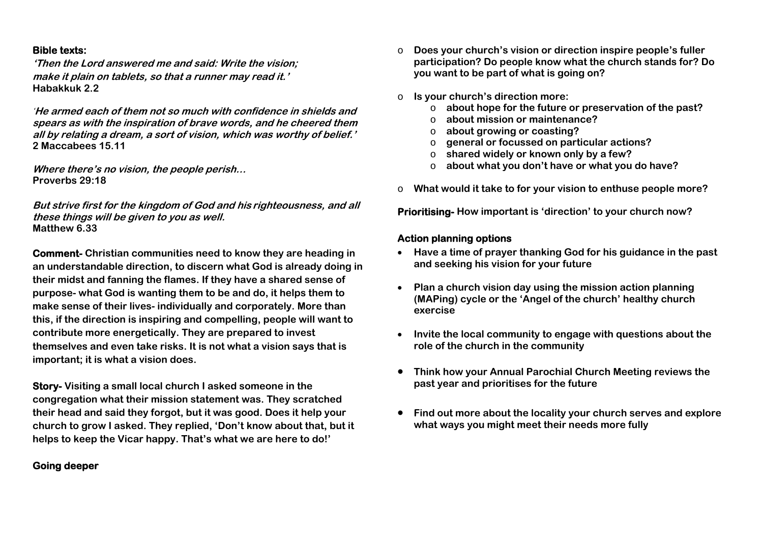**Bible texts:**

***'Then the Lord answered me and said: Write the vision; make it plain on tablets, so that a runner may read it.'***
**Habakkuk 2.2**

***'He armed each of them not so much with confidence in shields and spears as with the inspiration of brave words, and he cheered them all by relating a dream, a sort of vision, which was worthy of belief.'***
**2 Maccabees 15.11**

***Where there's no vision, the people perish…***
**Proverbs 29:18**

***But strive first for the kingdom of God and his righteousness, and all these things will be given to you as well.***
**Matthew 6.33**

**Comment- Christian communities need to know they are heading in an understandable direction, to discern what God is already doing in their midst and fanning the flames. If they have a shared sense of purpose- what God is wanting them to be and do, it helps them to make sense of their lives- individually and corporately. More than this, if the direction is inspiring and compelling, people will want to contribute more energetically. They are prepared to invest themselves and even take risks. It is not what a vision says that is important; it is what a vision does.**

**Story- Visiting a small local church I asked someone in the congregation what their mission statement was. They scratched their head and said they forgot, but it was good. Does it help your church to grow I asked. They replied, 'Don't know about that, but it helps to keep the Vicar happy. That's what we are here to do!'**

**Going deeper**

- **Does your church's vision or direction inspire people's fuller participation? Do people know what the church stands for? Do you want to be part of what is going on?**
- **Is your church's direction more:**
  - **about hope for the future or preservation of the past?**
  - **about mission or maintenance?**
  - **about growing or coasting?**
  - **general or focussed on particular actions?**
  - **shared widely or known only by a few?**
  - **about what you don't have or what you do have?**
- **What would it take to for your vision to enthuse people more?**

**Prioritising- How important is 'direction' to your church now?**

**Action planning options**

- **Have a time of prayer thanking God for his guidance in the past and seeking his vision for your future**
- **Plan a church vision day using the mission action planning (MAPing) cycle or the 'Angel of the church' healthy church exercise**
- **Invite the local community to engage with questions about the role of the church in the community**
- **Think how your Annual Parochial Church Meeting reviews the past year and prioritises for the future**
- **Find out more about the locality your church serves and explore what ways you might meet their needs more fully**